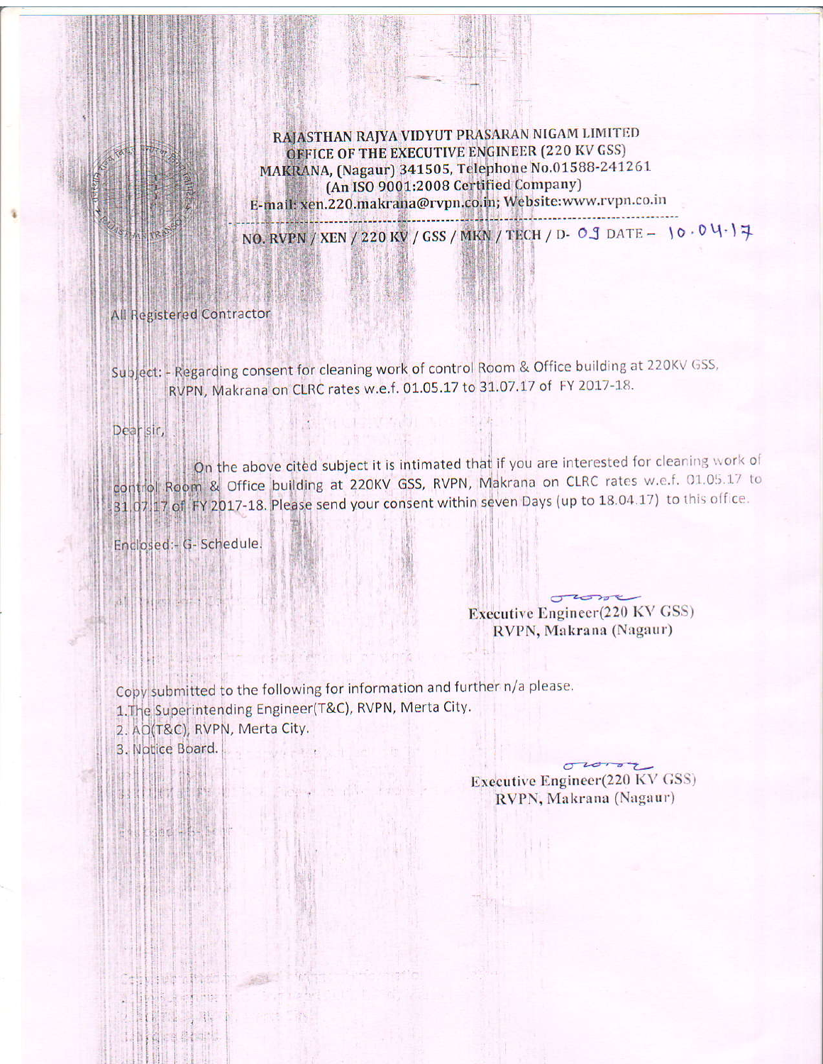**RAJASTHAN RAJYA VIDYUT PRASARAN NIGAM LIMITED**
**OFFICE OF THE EXECUTIVE ENGINEER (220 KV GSS)**
**MAKRANA, (Nagaur) 341505, Telephone No.01588-241261**
**(An ISO 9001:2008 Certified Company)**
**E-mail: xen.220.makrana@rvpn.co.in; Website:www.rvpn.co.in**

**NO. RVPN / XEN / 220 KV / GSS / MKN / TECH / D- 09 DATE – 10.04.17**

All Registered Contractor

Subject: - Regarding consent for cleaning work of control Room & Office building at 220KV GSS, RVPN, Makrana on CLRC rates w.e.f. 01.05.17 to 31.07.17 of FY 2017-18.

Dear sir,

On the above cited subject it is intimated that if you are interested for cleaning work of control Room & Office building at 220KV GSS, RVPN, Makrana on CLRC rates w.e.f. 01.05.17 to 31.07.17 of FY 2017-18. Please send your consent within seven Days (up to 18.04.17) to this office.

Enclosed:- G- Schedule.

Executive Engineer(220 KV GSS)
RVPN, Makrana (Nagaur)

Copy submitted to the following for information and further n/a please.

1. The Superintending Engineer(T&C), RVPN, Merta City.
2. AO(T&C), RVPN, Merta City.
3. Notice Board.

Executive Engineer(220 KV GSS)
RVPN, Makrana (Nagaur)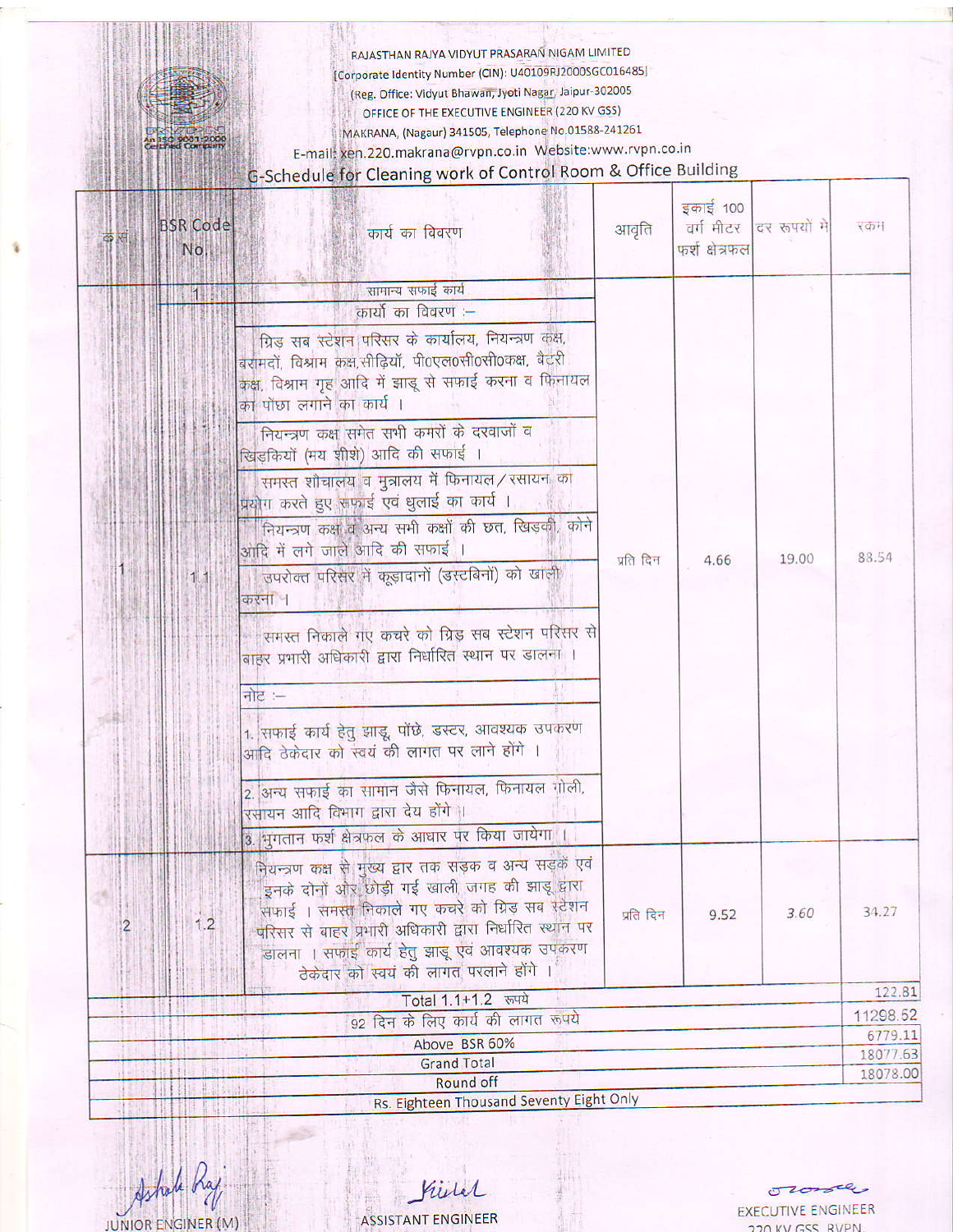RAJASTHAN RAJYA VIDYUT PRASARAN NIGAM LIMITED

[Corporate Identity Number (CIN): U40109RJ2000SGC016485]

(Reg. Office: Vidyut Bhawan, Jyoti Nagar, Jaipur-302005

OFFICE OF THE EXECUTIVE ENGINEER (220 KV GSS)

MAKRANA, (Nagaur) 341505, Telephone No.01588-241261

E-mail: xen.220.makrana@rvpn.co.in Website:www.rvpn.co.in

## G-Schedule for Cleaning work of Control Room & Office Building

| क्र.सं. | BSR Code No. | कार्य का विवरण | आवृति | इकाई 100 वर्ग मीटर फर्श क्षेत्रफल | दर रूपयों मे | रकम |
|---|---|---|---|---|---|---|
| | 1 | सामान्य सफाई कार्य | | | | |
| | | कार्यो का विवरण :- | | | | |
| 1 | 1.1 | ग्रिड सब स्टेशन परिसर के कार्यालय, नियन्त्रण कक्ष, बरामदों, विश्राम कक्ष,सीढ़ियों, पी०एल०सी०सी०कक्ष, बैटरी कक्ष, विश्राम गृह आदि में झाड़ू से सफाई करना व फिनायल का पोंछा लगाने का कार्य ।<br>नियन्त्रण कक्ष समेत सभी कमरों के दरवाजों व खिड़कियों (मय शीशे) आदि की सफाई ।<br>समस्त शौचालय व मुत्रालय में फिनायल / रसायन का प्रयोग करते हुए सफाई एवं धुलाई का कार्य ।<br>नियन्त्रण कक्ष व अन्य सभी कक्षों की छत, खिड़की, कोने आदि में लगे जाले आदि की सफाई ।<br>उपरोक्त परिसर में कूड़ादानों (डस्टबिनों) को खाली करना ।<br>समस्त निकाले गए कचरे को ग्रिड सब स्टेशन परिसर से बाहर प्रभारी अधिकारी द्वारा निर्धारित स्थान पर डालना ।<br>नोट :-<br>1. सफाई कार्य हेतु झाड़ू, पोंछे, डस्टर, आवश्यक उपकरण आदि ठेकेदार को स्वयं की लागत पर लाने होंगे ।<br>2. अन्य सफाई का सामान जैसे फिनायल, फिनायल गोली, रसायन आदि विभाग द्वारा देय होंगे ।<br>3. भुगतान फर्श क्षेत्रफल के आधार पर किया जायेगा । | प्रति दिन | 4.66 | 19.00 | 88.54 |
| 2 | 1.2 | नियन्त्रण कक्ष से मुख्य द्वार तक सड़क व अन्य सड़कें एवं इनके दोनों ओर छोड़ी गई खाली जगह की झाड़ू द्वारा सफाई । समस्त निकाले गए कचरे को ग्रिड सब स्टेशन परिसर से बाहर प्रभारी अधिकारी द्वारा निर्धारित स्थान पर डालना । सफाई कार्य हेतु झाड़ू एवं आवश्यक उपकरण ठेकेदार को स्वयं की लागत परलाने होंगे । | प्रति दिन | 9.52 | 3.60 | 34.27 |
| | | Total 1.1+1.2 रूपये | | | | 122.81 |
| | | 92 दिन के लिए कार्य की लागत रूपये | | | | 11298.52 |
| | | Above BSR 60% | | | | 6779.11 |
| | | Grand Total | | | | 18077.63 |
| | | Round off | | | | 18078.00 |
| | | Rs. Eighteen Thousand Seventy Eight Only | | | | |

JUNIOR ENGINER (M)

ASSISTANT ENGINEER

EXECUTIVE ENGINEER
220 KV GSS, RVPN